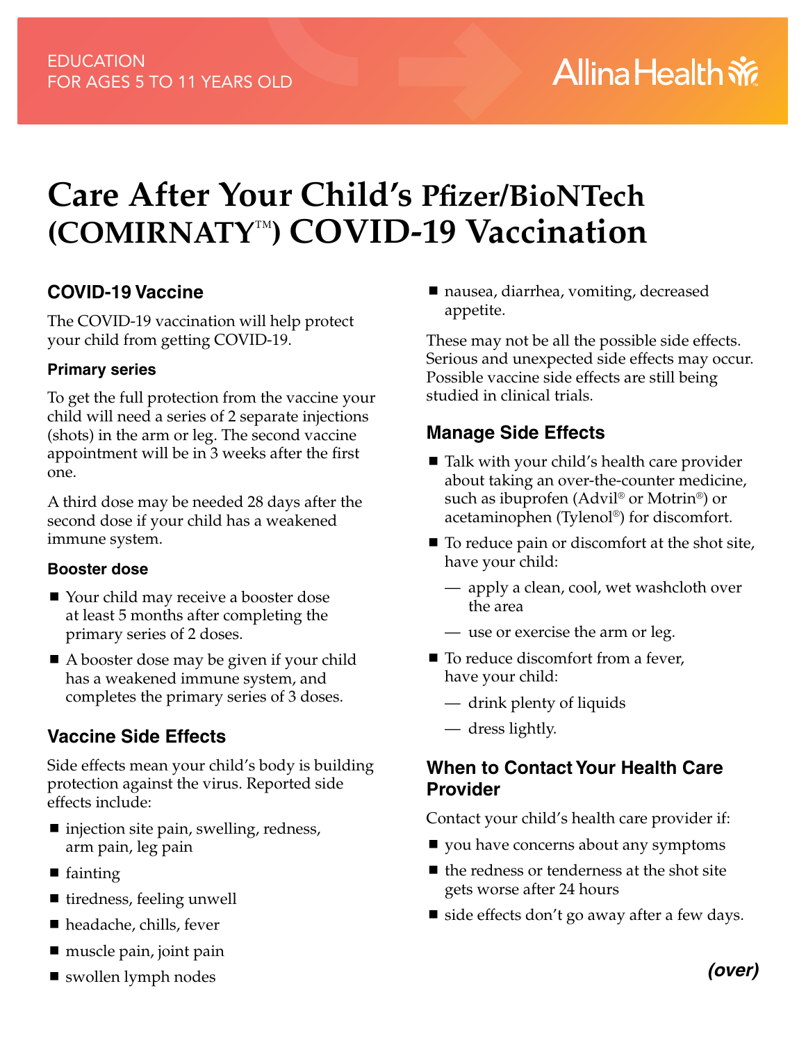EDUCATION
FOR AGES 5 TO 11 YEARS OLD

Allina Health

# Care After Your Child's Pfizer/BioNTech (COMIRNATY™) COVID-19 Vaccination

## COVID-19 Vaccine

The COVID-19 vaccination will help protect your child from getting COVID-19.

### Primary series

To get the full protection from the vaccine your child will need a series of 2 separate injections (shots) in the arm or leg. The second vaccine appointment will be in 3 weeks after the first one.

A third dose may be needed 28 days after the second dose if your child has a weakened immune system.

### Booster dose

- Your child may receive a booster dose at least 5 months after completing the primary series of 2 doses.
- A booster dose may be given if your child has a weakened immune system, and completes the primary series of 3 doses.

## Vaccine Side Effects

Side effects mean your child's body is building protection against the virus. Reported side effects include:

- injection site pain, swelling, redness, arm pain, leg pain
- fainting
- tiredness, feeling unwell
- headache, chills, fever
- muscle pain, joint pain
- swollen lymph nodes
- nausea, diarrhea, vomiting, decreased appetite.

These may not be all the possible side effects. Serious and unexpected side effects may occur. Possible vaccine side effects are still being studied in clinical trials.

## Manage Side Effects

- Talk with your child's health care provider about taking an over-the-counter medicine, such as ibuprofen (Advil® or Motrin®) or acetaminophen (Tylenol®) for discomfort.
- To reduce pain or discomfort at the shot site, have your child:
  - apply a clean, cool, wet washcloth over the area
  - use or exercise the arm or leg.
- To reduce discomfort from a fever, have your child:
  - drink plenty of liquids
  - dress lightly.

## When to Contact Your Health Care Provider

Contact your child's health care provider if:

- you have concerns about any symptoms
- the redness or tenderness at the shot site gets worse after 24 hours
- side effects don't go away after a few days.

***(over)***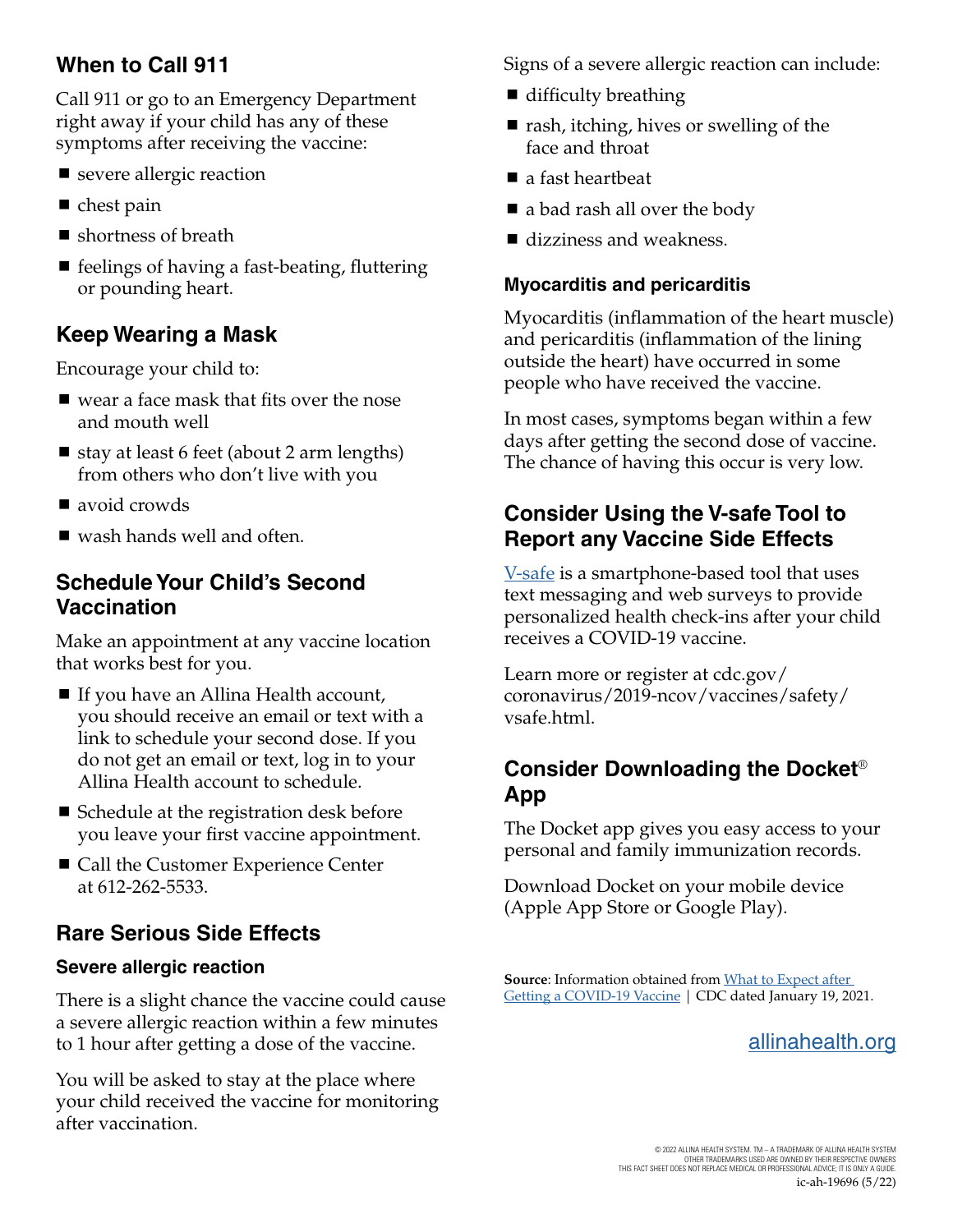## When to Call 911

Call 911 or go to an Emergency Department right away if your child has any of these symptoms after receiving the vaccine:

- severe allergic reaction
- chest pain
- shortness of breath
- feelings of having a fast-beating, fluttering or pounding heart.

## Keep Wearing a Mask

Encourage your child to:

- wear a face mask that fits over the nose and mouth well
- stay at least 6 feet (about 2 arm lengths) from others who don't live with you
- avoid crowds
- wash hands well and often.

## Schedule Your Child's Second Vaccination

Make an appointment at any vaccine location that works best for you.

- If you have an Allina Health account, you should receive an email or text with a link to schedule your second dose. If you do not get an email or text, log in to your Allina Health account to schedule.
- Schedule at the registration desk before you leave your first vaccine appointment.
- Call the Customer Experience Center at 612-262-5533.

## Rare Serious Side Effects

### Severe allergic reaction

There is a slight chance the vaccine could cause a severe allergic reaction within a few minutes to 1 hour after getting a dose of the vaccine.

You will be asked to stay at the place where your child received the vaccine for monitoring after vaccination.

Signs of a severe allergic reaction can include:

- difficulty breathing
- rash, itching, hives or swelling of the face and throat
- a fast heartbeat
- a bad rash all over the body
- dizziness and weakness.

### Myocarditis and pericarditis

Myocarditis (inflammation of the heart muscle) and pericarditis (inflammation of the lining outside the heart) have occurred in some people who have received the vaccine.

In most cases, symptoms began within a few days after getting the second dose of vaccine. The chance of having this occur is very low.

## Consider Using the V-safe Tool to Report any Vaccine Side Effects

V-safe is a smartphone-based tool that uses text messaging and web surveys to provide personalized health check-ins after your child receives a COVID-19 vaccine.

Learn more or register at cdc.gov/coronavirus/2019-ncov/vaccines/safety/vsafe.html.

## Consider Downloading the Docket® App

The Docket app gives you easy access to your personal and family immunization records.

Download Docket on your mobile device (Apple App Store or Google Play).

**Source**: Information obtained from What to Expect after Getting a COVID-19 Vaccine | CDC dated January 19, 2021.

allinahealth.org

© 2022 ALLINA HEALTH SYSTEM. TM – A TRADEMARK OF ALLINA HEALTH SYSTEM
OTHER TRADEMARKS USED ARE OWNED BY THEIR RESPECTIVE OWNERS
THIS FACT SHEET DOES NOT REPLACE MEDICAL OR PROFESSIONAL ADVICE; IT IS ONLY A GUIDE.
ic-ah-19696 (5/22)